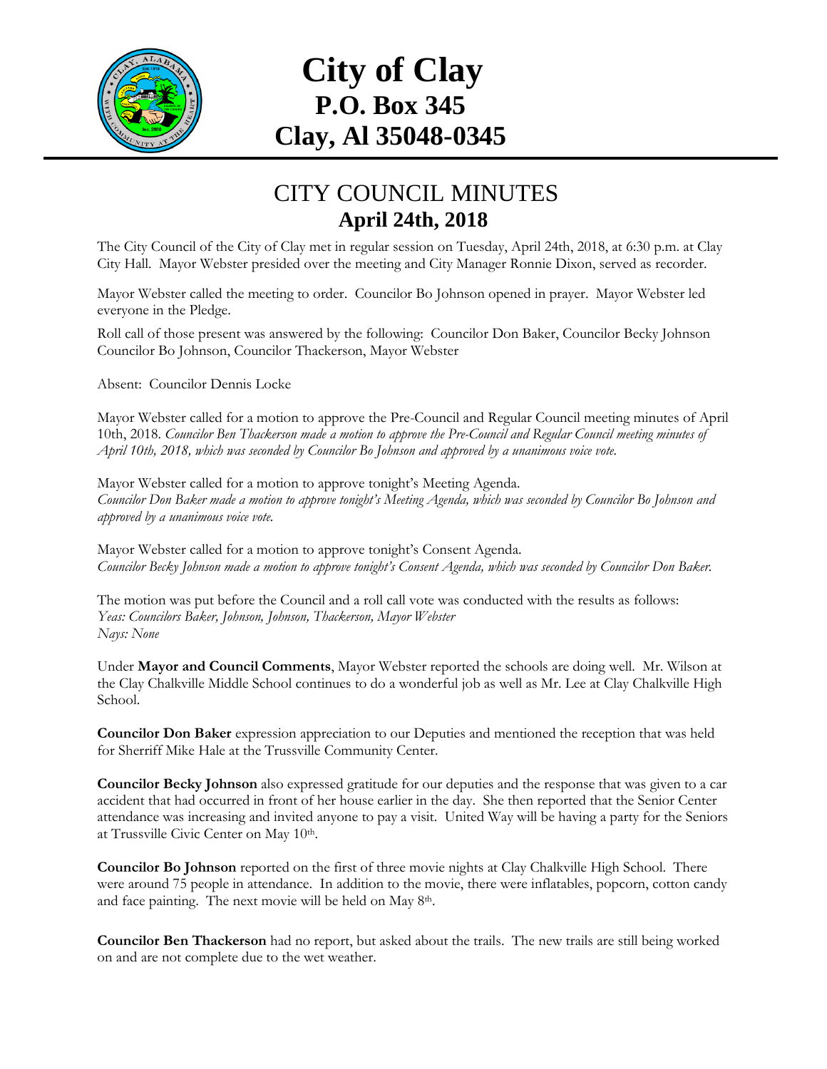# City of Clay
## P.O. Box 345
## Clay, Al 35048-0345

## CITY COUNCIL MINUTES
### April 24th, 2018

The City Council of the City of Clay met in regular session on Tuesday, April 24th, 2018, at 6:30 p.m. at Clay City Hall. Mayor Webster presided over the meeting and City Manager Ronnie Dixon, served as recorder.

Mayor Webster called the meeting to order. Councilor Bo Johnson opened in prayer. Mayor Webster led everyone in the Pledge.

Roll call of those present was answered by the following: Councilor Don Baker, Councilor Becky Johnson Councilor Bo Johnson, Councilor Thackerson, Mayor Webster

Absent: Councilor Dennis Locke

Mayor Webster called for a motion to approve the Pre-Council and Regular Council meeting minutes of April 10th, 2018. *Councilor Ben Thackerson made a motion to approve the Pre-Council and Regular Council meeting minutes of April 10th, 2018, which was seconded by Councilor Bo Johnson and approved by a unanimous voice vote.*

Mayor Webster called for a motion to approve tonight's Meeting Agenda.
*Councilor Don Baker made a motion to approve tonight's Meeting Agenda, which was seconded by Councilor Bo Johnson and approved by a unanimous voice vote.*

Mayor Webster called for a motion to approve tonight's Consent Agenda.
*Councilor Becky Johnson made a motion to approve tonight's Consent Agenda, which was seconded by Councilor Don Baker.*

The motion was put before the Council and a roll call vote was conducted with the results as follows:
*Yeas: Councilors Baker, Johnson, Johnson, Thackerson, Mayor Webster*
*Nays: None*

Under **Mayor and Council Comments**, Mayor Webster reported the schools are doing well. Mr. Wilson at the Clay Chalkville Middle School continues to do a wonderful job as well as Mr. Lee at Clay Chalkville High School.

**Councilor Don Baker** expression appreciation to our Deputies and mentioned the reception that was held for Sherriff Mike Hale at the Trussville Community Center.

**Councilor Becky Johnson** also expressed gratitude for our deputies and the response that was given to a car accident that had occurred in front of her house earlier in the day. She then reported that the Senior Center attendance was increasing and invited anyone to pay a visit. United Way will be having a party for the Seniors at Trussville Civic Center on May 10th.

**Councilor Bo Johnson** reported on the first of three movie nights at Clay Chalkville High School. There were around 75 people in attendance. In addition to the movie, there were inflatables, popcorn, cotton candy and face painting. The next movie will be held on May 8th.

**Councilor Ben Thackerson** had no report, but asked about the trails. The new trails are still being worked on and are not complete due to the wet weather.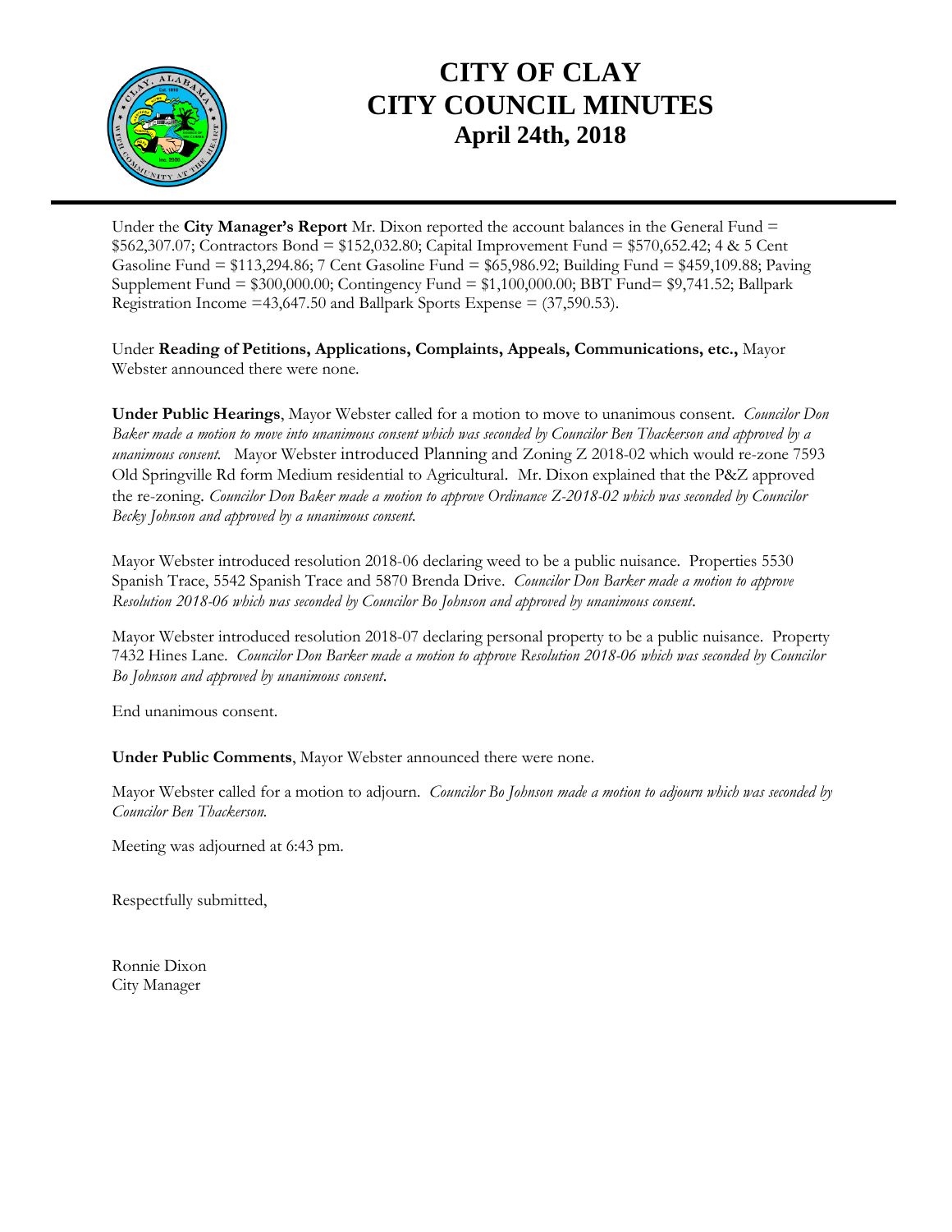# CITY OF CLAY
# CITY COUNCIL MINUTES
## April 24th, 2018

Under the **City Manager's Report** Mr. Dixon reported the account balances in the General Fund = $562,307.07; Contractors Bond = $152,032.80; Capital Improvement Fund = $570,652.42; 4 & 5 Cent Gasoline Fund = $113,294.86; 7 Cent Gasoline Fund = $65,986.92; Building Fund = $459,109.88; Paving Supplement Fund = $300,000.00; Contingency Fund = $1,100,000.00; BBT Fund= $9,741.52; Ballpark Registration Income =43,647.50 and Ballpark Sports Expense = (37,590.53).

Under **Reading of Petitions, Applications, Complaints, Appeals, Communications, etc.,** Mayor Webster announced there were none.

**Under Public Hearings**, Mayor Webster called for a motion to move to unanimous consent. *Councilor Don Baker made a motion to move into unanimous consent which was seconded by Councilor Ben Thackerson and approved by a unanimous consent.* Mayor Webster introduced Planning and Zoning Z 2018-02 which would re-zone 7593 Old Springville Rd form Medium residential to Agricultural. Mr. Dixon explained that the P&Z approved the re-zoning. *Councilor Don Baker made a motion to approve Ordinance Z-2018-02 which was seconded by Councilor Becky Johnson and approved by a unanimous consent.*

Mayor Webster introduced resolution 2018-06 declaring weed to be a public nuisance. Properties 5530 Spanish Trace, 5542 Spanish Trace and 5870 Brenda Drive. *Councilor Don Barker made a motion to approve Resolution 2018-06 which was seconded by Councilor Bo Johnson and approved by unanimous consent*.

Mayor Webster introduced resolution 2018-07 declaring personal property to be a public nuisance. Property 7432 Hines Lane. *Councilor Don Barker made a motion to approve Resolution 2018-06 which was seconded by Councilor Bo Johnson and approved by unanimous consent*.

End unanimous consent.

**Under Public Comments**, Mayor Webster announced there were none.

Mayor Webster called for a motion to adjourn. *Councilor Bo Johnson made a motion to adjourn which was seconded by Councilor Ben Thackerson.*

Meeting was adjourned at 6:43 pm.

Respectfully submitted,

Ronnie Dixon
City Manager